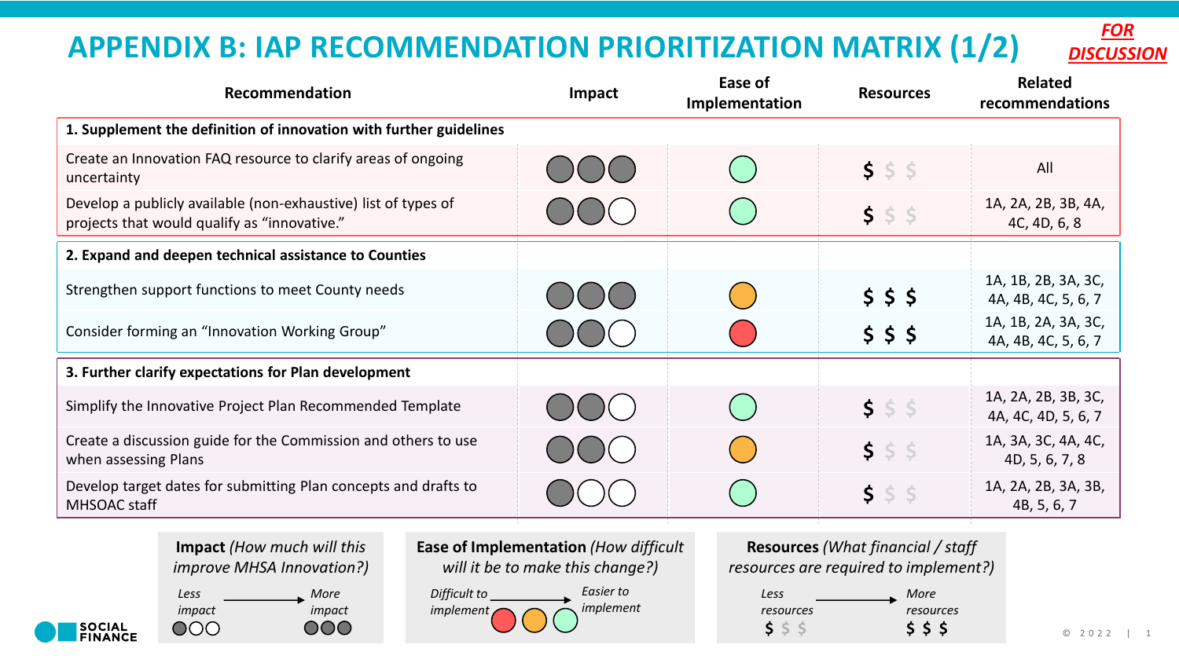# APPENDIX B: IAP RECOMMENDATION PRIORITIZATION MATRIX (1/2)

***FOR DISCUSSION***

| Recommendation | Impact | Ease of Implementation | Resources | Related recommendations |
|---|---|---|---|---|
| **1. Supplement the definition of innovation with further guidelines** | | | | |
| Create an Innovation FAQ resource to clarify areas of ongoing uncertainty | ●●● | Green (easier to implement) | $ | All |
| Develop a publicly available (non-exhaustive) list of types of projects that would qualify as "innovative." | ●●○ | Green (easier to implement) | $ | 1A, 2A, 2B, 3B, 4A, 4C, 4D, 6, 8 |
| **2. Expand and deepen technical assistance to Counties** | | | | |
| Strengthen support functions to meet County needs | ●●● | Orange | $ $ $ | 1A, 1B, 2B, 3A, 3C, 4A, 4B, 4C, 5, 6, 7 |
| Consider forming an "Innovation Working Group" | ●●○ | Red (difficult to implement) | $ $ $ | 1A, 1B, 2A, 3A, 3C, 4A, 4B, 4C, 5, 6, 7 |
| **3. Further clarify expectations for Plan development** | | | | |
| Simplify the Innovative Project Plan Recommended Template | ●●○ | Green (easier to implement) | $ | 1A, 2A, 2B, 3B, 3C, 4A, 4C, 4D, 5, 6, 7 |
| Create a discussion guide for the Commission and others to use when assessing Plans | ●●○ | Orange | $ | 1A, 3A, 3C, 4A, 4C, 4D, 5, 6, 7, 8 |
| Develop target dates for submitting Plan concepts and drafts to MHSOAC staff | ●○○ | Green (easier to implement) | $ | 1A, 2A, 2B, 3A, 3B, 4B, 5, 6, 7 |

**Impact** *(How much will this improve MHSA Innovation?)*
*Less impact* ●○○ → *More impact* ●●●

**Ease of Implementation** *(How difficult will it be to make this change?)*
*Difficult to implement* (Red) → (Orange) → (Green) *Easier to implement*

**Resources** *(What financial / staff resources are required to implement?)*
*Less resources* $ → *More resources* $ $ $

SOCIAL FINANCE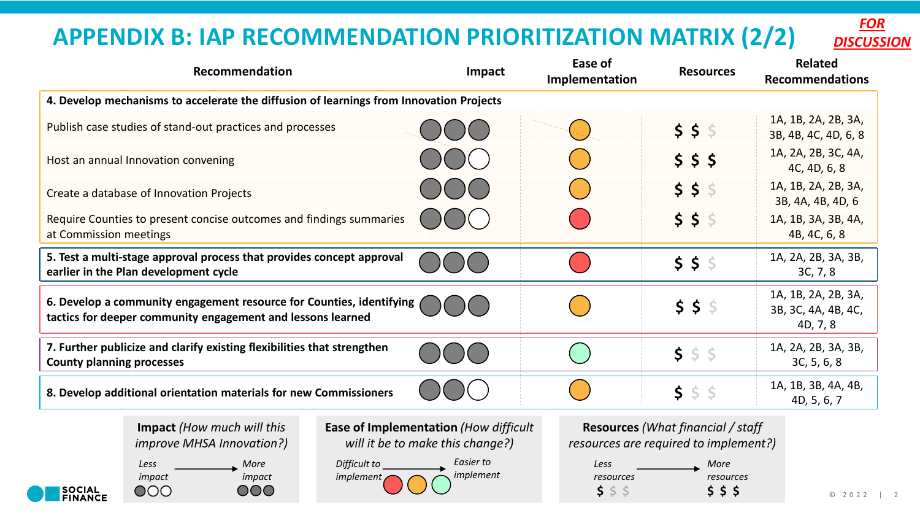# APPENDIX B: IAP RECOMMENDATION PRIORITIZATION MATRIX (2/2)

***FOR DISCUSSION***

| Recommendation | Impact | Ease of Implementation | Resources | Related Recommendations |
|---|---|---|---|---|
| **4. Develop mechanisms to accelerate the diffusion of learnings from Innovation Projects** | | | | |
| Publish case studies of stand-out practices and processes | ●●● | Orange | $ $ | 1A, 1B, 2A, 2B, 3A, 3B, 4B, 4C, 4D, 6, 8 |
| Host an annual Innovation convening | ●●○ | Orange | $ $ $ | 1A, 2A, 2B, 3C, 4A, 4C, 4D, 6, 8 |
| Create a database of Innovation Projects | ●●● | Orange | $ $ | 1A, 1B, 2A, 2B, 3A, 3B, 4A, 4B, 4D, 6 |
| Require Counties to present concise outcomes and findings summaries at Commission meetings | ●●○ | Red | $ $ | 1A, 1B, 3A, 3B, 4A, 4B, 4C, 6, 8 |
| **5. Test a multi-stage approval process that provides concept approval earlier in the Plan development cycle** | ●●● | Red | $ $ | 1A, 2A, 2B, 3A, 3B, 3C, 7, 8 |
| **6. Develop a community engagement resource for Counties, identifying tactics for deeper community engagement and lessons learned** | ●●● | Orange | $ $ | 1A, 1B, 2A, 2B, 3A, 3B, 3C, 4A, 4B, 4C, 4D, 7, 8 |
| **7. Further publicize and clarify existing flexibilities that strengthen County planning processes** | ●●● | Green | $ | 1A, 2A, 2B, 3A, 3B, 3C, 5, 6, 8 |
| **8. Develop additional orientation materials for new Commissioners** | ●●○ | Orange | $ | 1A, 1B, 3B, 4A, 4B, 4D, 5, 6, 7 |

**Impact** *(How much will this improve MHSA Innovation?)*

*Less impact* ●○○ → *More impact* ●●●

**Ease of Implementation** *(How difficult will it be to make this change?)*

*Difficult to implement* Red → Orange → Green *Easier to implement*

**Resources** *(What financial / staff resources are required to implement?)*

*Less resources* $ → *More resources* $ $ $